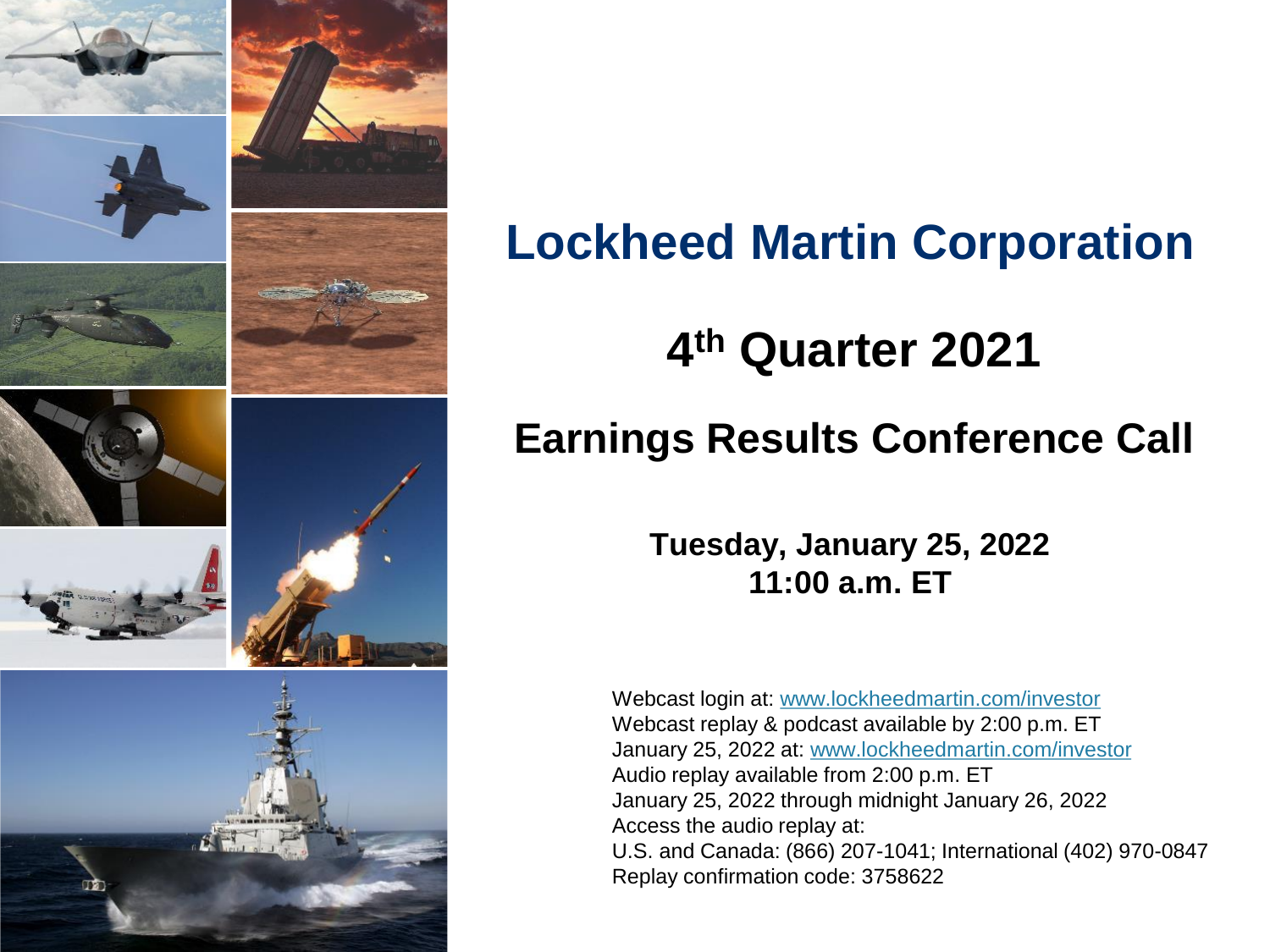# Lockheed Martin Corporation

## 4th Quarter 2021

## Earnings Results Conference Call

**Tuesday, January 25, 2022**
**11:00 a.m. ET**

Webcast login at: www.lockheedmartin.com/investor
Webcast replay & podcast available by 2:00 p.m. ET
January 25, 2022 at: www.lockheedmartin.com/investor
Audio replay available from 2:00 p.m. ET
January 25, 2022 through midnight January 26, 2022
Access the audio replay at:
U.S. and Canada: (866) 207-1041; International (402) 970-0847
Replay confirmation code: 3758622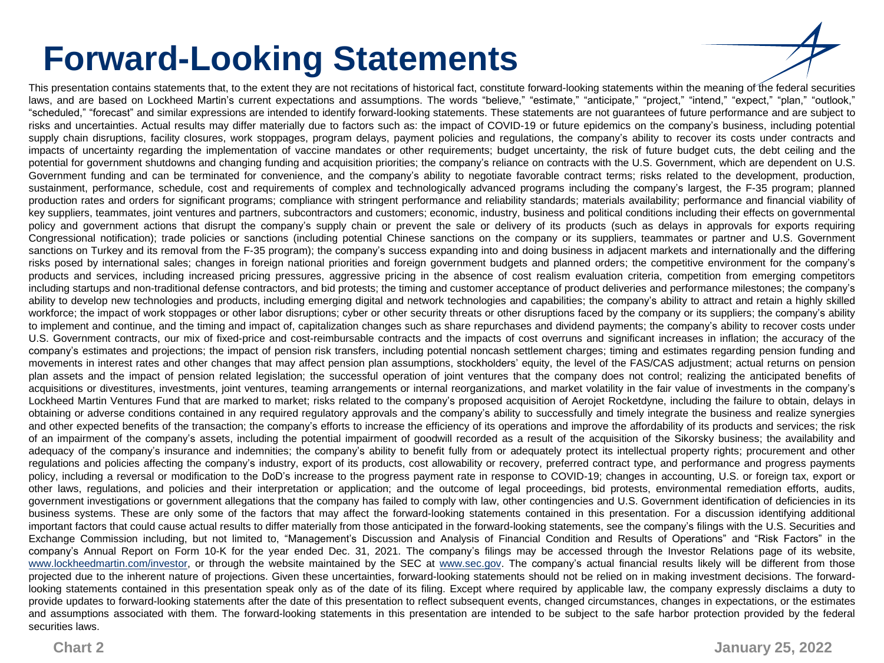# Forward-Looking Statements

This presentation contains statements that, to the extent they are not recitations of historical fact, constitute forward-looking statements within the meaning of the federal securities laws, and are based on Lockheed Martin's current expectations and assumptions. The words "believe," "estimate," "anticipate," "project," "intend," "expect," "plan," "outlook," "scheduled," "forecast" and similar expressions are intended to identify forward-looking statements. These statements are not guarantees of future performance and are subject to risks and uncertainties. Actual results may differ materially due to factors such as: the impact of COVID-19 or future epidemics on the company's business, including potential supply chain disruptions, facility closures, work stoppages, program delays, payment policies and regulations, the company's ability to recover its costs under contracts and impacts of uncertainty regarding the implementation of vaccine mandates or other requirements; budget uncertainty, the risk of future budget cuts, the debt ceiling and the potential for government shutdowns and changing funding and acquisition priorities; the company's reliance on contracts with the U.S. Government, which are dependent on U.S. Government funding and can be terminated for convenience, and the company's ability to negotiate favorable contract terms; risks related to the development, production, sustainment, performance, schedule, cost and requirements of complex and technologically advanced programs including the company's largest, the F-35 program; planned production rates and orders for significant programs; compliance with stringent performance and reliability standards; materials availability; performance and financial viability of key suppliers, teammates, joint ventures and partners, subcontractors and customers; economic, industry, business and political conditions including their effects on governmental policy and government actions that disrupt the company's supply chain or prevent the sale or delivery of its products (such as delays in approvals for exports requiring Congressional notification); trade policies or sanctions (including potential Chinese sanctions on the company or its suppliers, teammates or partner and U.S. Government sanctions on Turkey and its removal from the F-35 program); the company's success expanding into and doing business in adjacent markets and internationally and the differing risks posed by international sales; changes in foreign national priorities and foreign government budgets and planned orders; the competitive environment for the company's products and services, including increased pricing pressures, aggressive pricing in the absence of cost realism evaluation criteria, competition from emerging competitors including startups and non-traditional defense contractors, and bid protests; the timing and customer acceptance of product deliveries and performance milestones; the company's ability to develop new technologies and products, including emerging digital and network technologies and capabilities; the company's ability to attract and retain a highly skilled workforce; the impact of work stoppages or other labor disruptions; cyber or other security threats or other disruptions faced by the company or its suppliers; the company's ability to implement and continue, and the timing and impact of, capitalization changes such as share repurchases and dividend payments; the company's ability to recover costs under U.S. Government contracts, our mix of fixed-price and cost-reimbursable contracts and the impacts of cost overruns and significant increases in inflation; the accuracy of the company's estimates and projections; the impact of pension risk transfers, including potential noncash settlement charges; timing and estimates regarding pension funding and movements in interest rates and other changes that may affect pension plan assumptions, stockholders' equity, the level of the FAS/CAS adjustment; actual returns on pension plan assets and the impact of pension related legislation; the successful operation of joint ventures that the company does not control; realizing the anticipated benefits of acquisitions or divestitures, investments, joint ventures, teaming arrangements or internal reorganizations, and market volatility in the fair value of investments in the company's Lockheed Martin Ventures Fund that are marked to market; risks related to the company's proposed acquisition of Aerojet Rocketdyne, including the failure to obtain, delays in obtaining or adverse conditions contained in any required regulatory approvals and the company's ability to successfully and timely integrate the business and realize synergies and other expected benefits of the transaction; the company's efforts to increase the efficiency of its operations and improve the affordability of its products and services; the risk of an impairment of the company's assets, including the potential impairment of goodwill recorded as a result of the acquisition of the Sikorsky business; the availability and adequacy of the company's insurance and indemnities; the company's ability to benefit fully from or adequately protect its intellectual property rights; procurement and other regulations and policies affecting the company's industry, export of its products, cost allowability or recovery, preferred contract type, and performance and progress payments policy, including a reversal or modification to the DoD's increase to the progress payment rate in response to COVID-19; changes in accounting, U.S. or foreign tax, export or other laws, regulations, and policies and their interpretation or application; and the outcome of legal proceedings, bid protests, environmental remediation efforts, audits, government investigations or government allegations that the company has failed to comply with law, other contingencies and U.S. Government identification of deficiencies in its business systems. These are only some of the factors that may affect the forward-looking statements contained in this presentation. For a discussion identifying additional important factors that could cause actual results to differ materially from those anticipated in the forward-looking statements, see the company's filings with the U.S. Securities and Exchange Commission including, but not limited to, "Management's Discussion and Analysis of Financial Condition and Results of Operations" and "Risk Factors" in the company's Annual Report on Form 10-K for the year ended Dec. 31, 2021. The company's filings may be accessed through the Investor Relations page of its website, www.lockheedmartin.com/investor, or through the website maintained by the SEC at www.sec.gov. The company's actual financial results likely will be different from those projected due to the inherent nature of projections. Given these uncertainties, forward-looking statements should not be relied on in making investment decisions. The forward-looking statements contained in this presentation speak only as of the date of its filing. Except where required by applicable law, the company expressly disclaims a duty to provide updates to forward-looking statements after the date of this presentation to reflect subsequent events, changed circumstances, changes in expectations, or the estimates and assumptions associated with them. The forward-looking statements in this presentation are intended to be subject to the safe harbor protection provided by the federal securities laws.

January 25, 2022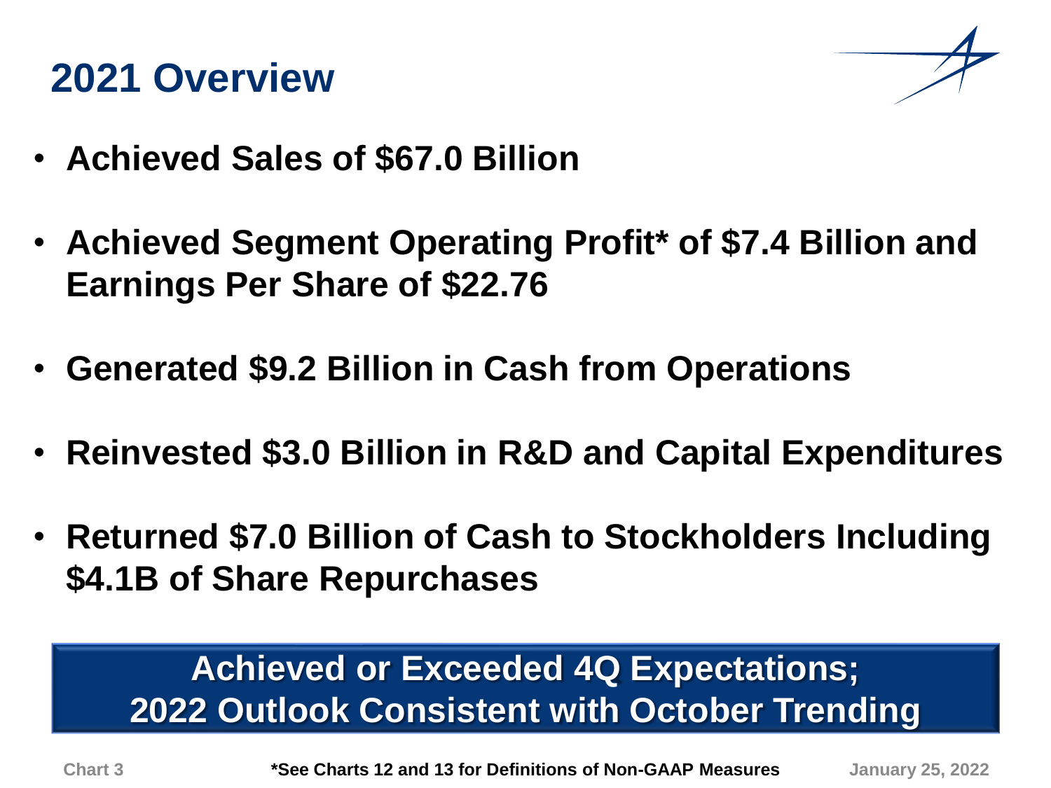# 2021 Overview

- **Achieved Sales of $67.0 Billion**
- **Achieved Segment Operating Profit* of $7.4 Billion and Earnings Per Share of $22.76**
- **Generated $9.2 Billion in Cash from Operations**
- **Reinvested $3.0 Billion in R&D and Capital Expenditures**
- **Returned $7.0 Billion of Cash to Stockholders Including $4.1B of Share Repurchases**

**Achieved or Exceeded 4Q Expectations;**
**2022 Outlook Consistent with October Trending**

*See Charts 12 and 13 for Definitions of Non-GAAP Measures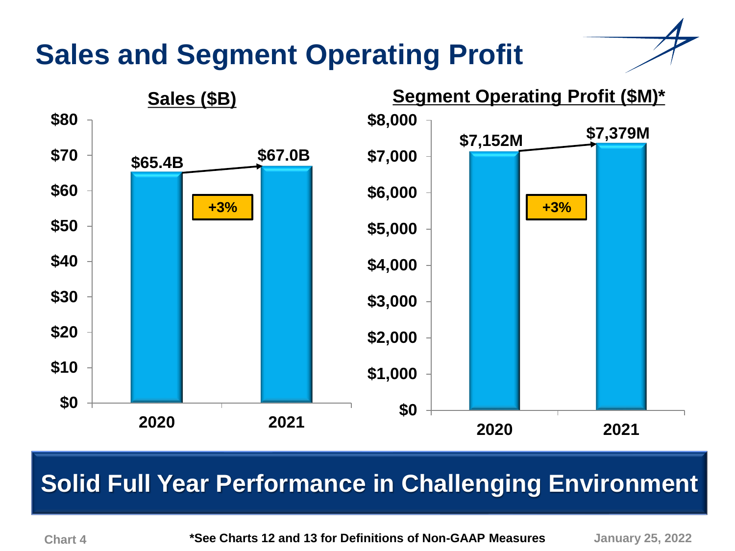# Sales and Segment Operating Profit

## Sales ($B)

| Year | Sales |
| --- | --- |
| 2020 | $65.4B |
| 2021 | $67.0B |

+3%

## Segment Operating Profit ($M)*

| Year | Segment Operating Profit |
| --- | --- |
| 2020 | $7,152M |
| 2021 | $7,379M |

+3%

**Solid Full Year Performance in Challenging Environment**

*See Charts 12 and 13 for Definitions of Non-GAAP Measures

January 25, 2022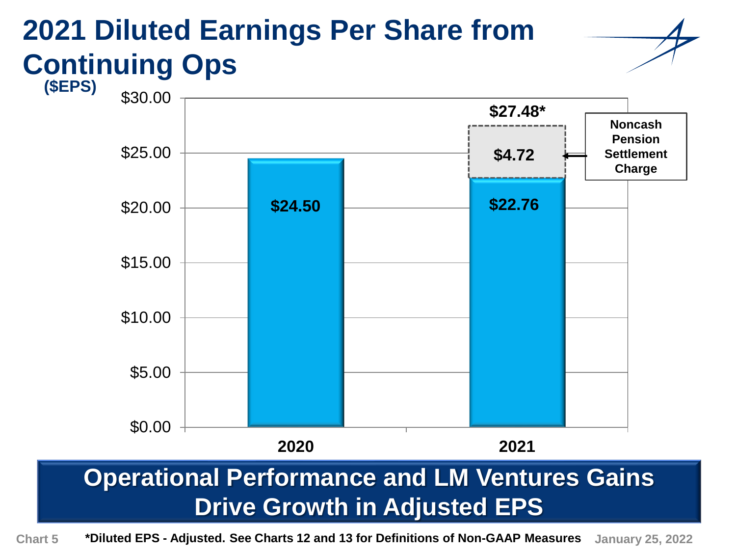# 2021 Diluted Earnings Per Share from Continuing Ops

($EPS)

| | 2020 | 2021 |
|---|---|---|
| Diluted EPS | $24.50 | $22.76 |
| Noncash Pension Settlement Charge | | $4.72 |
| Total | | $27.48* |

**Operational Performance and LM Ventures Gains Drive Growth in Adjusted EPS**

*Diluted EPS - Adjusted. See Charts 12 and 13 for Definitions of Non-GAAP Measures

January 25, 2022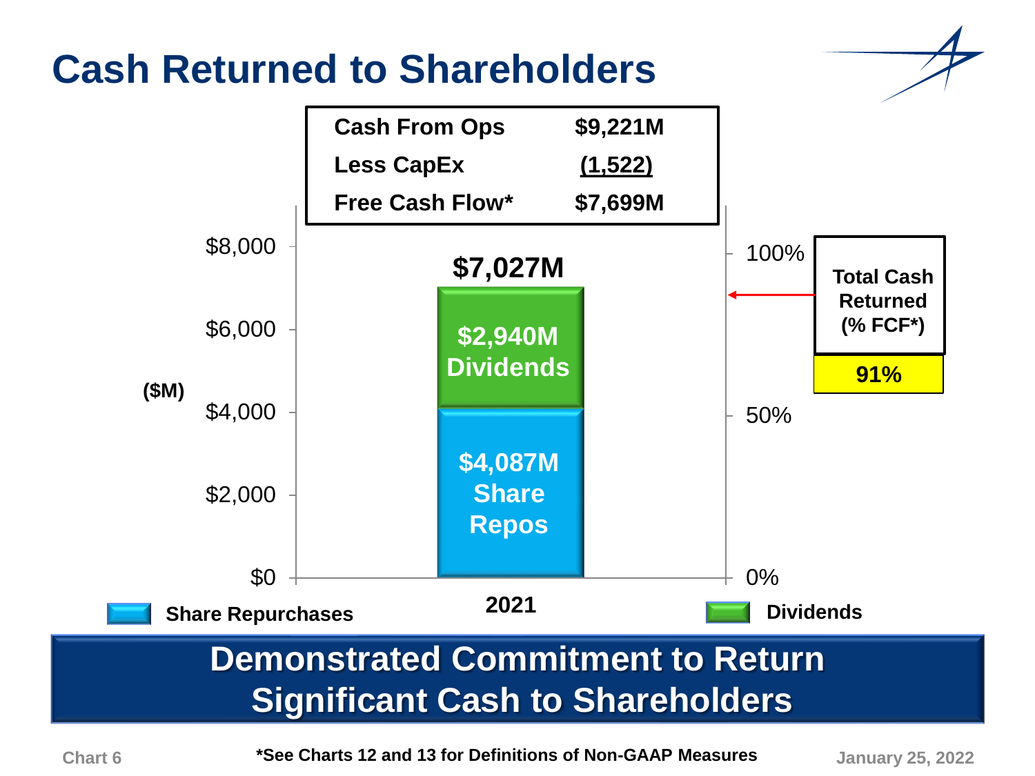# Cash Returned to Shareholders

| | |
|---|---|
| **Cash From Ops** | **$9,221M** |
| **Less CapEx** | **(1,522)** |
| **Free Cash Flow*** | **$7,699M** |

($M)

| 2021 | |
|---|---|
| **$4,087M Share Repos** | Share Repurchases |
| **$2,940M Dividends** | Dividends |
| **Total** | **$7,027M** |

**Total Cash Returned (% FCF*)**

**91%**

## Demonstrated Commitment to Return Significant Cash to Shareholders

Chart 6

***See Charts 12 and 13 for Definitions of Non-GAAP Measures**

January 25, 2022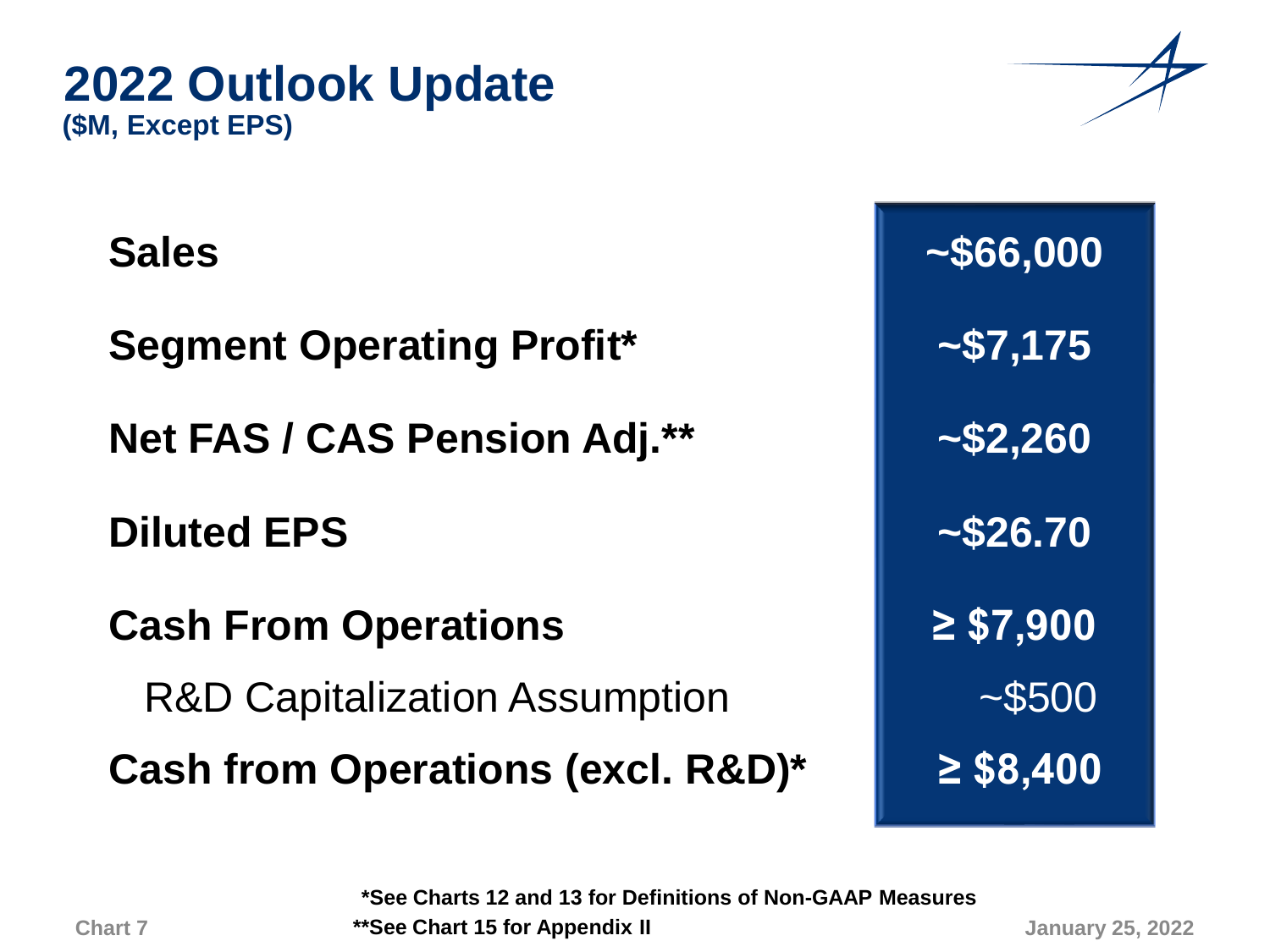# 2022 Outlook Update

**($M, Except EPS)**

| | |
|---|---|
| **Sales** | **~$66,000** |
| **Segment Operating Profit*** | **~$7,175** |
| **Net FAS / CAS Pension Adj.**** | **~$2,260** |
| **Diluted EPS** | **~$26.70** |
| **Cash From Operations** | **≥ $7,900** |
| R&D Capitalization Assumption | ~$500 |
| **Cash from Operations (excl. R&D)*** | **≥ $8,400** |

***See Charts 12 and 13 for Definitions of Non-GAAP Measures**

****See Chart 15 for Appendix II**

Chart 7

January 25, 2022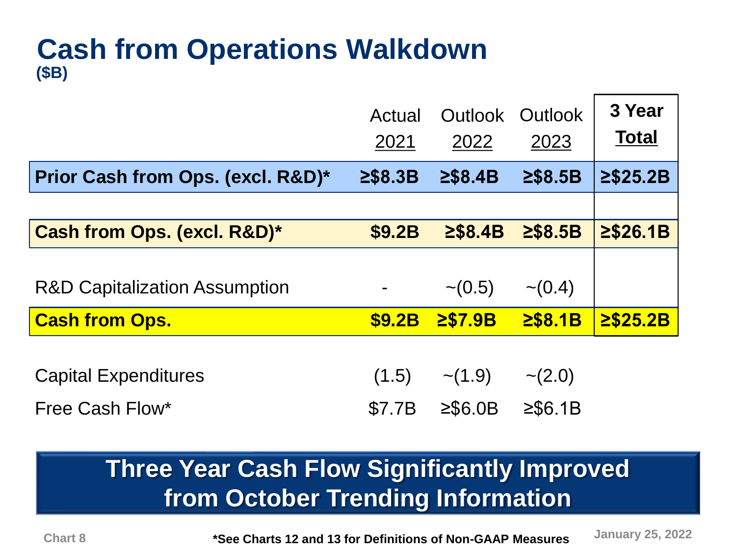# Cash from Operations Walkdown

**($B)**

| | Actual 2021 | Outlook 2022 | Outlook 2023 | 3 Year Total |
|---|---|---|---|---|
| **Prior Cash from Ops. (excl. R&D)*** | **≥$8.3B** | **≥$8.4B** | **≥$8.5B** | **≥$25.2B** |
| | | | | |
| **Cash from Ops. (excl. R&D)*** | **$9.2B** | **≥$8.4B** | **≥$8.5B** | **≥$26.1B** |
| | | | | |
| R&D Capitalization Assumption | - | ~(0.5) | ~(0.4) | |
| **Cash from Ops.** | **$9.2B** | **≥$7.9B** | **≥$8.1B** | **≥$25.2B** |
| | | | | |
| Capital Expenditures | (1.5) | ~(1.9) | ~(2.0) | |
| Free Cash Flow* | $7.7B | ≥$6.0B | ≥$6.1B | |

**Three Year Cash Flow Significantly Improved from October Trending Information**

*See Charts 12 and 13 for Definitions of Non-GAAP Measures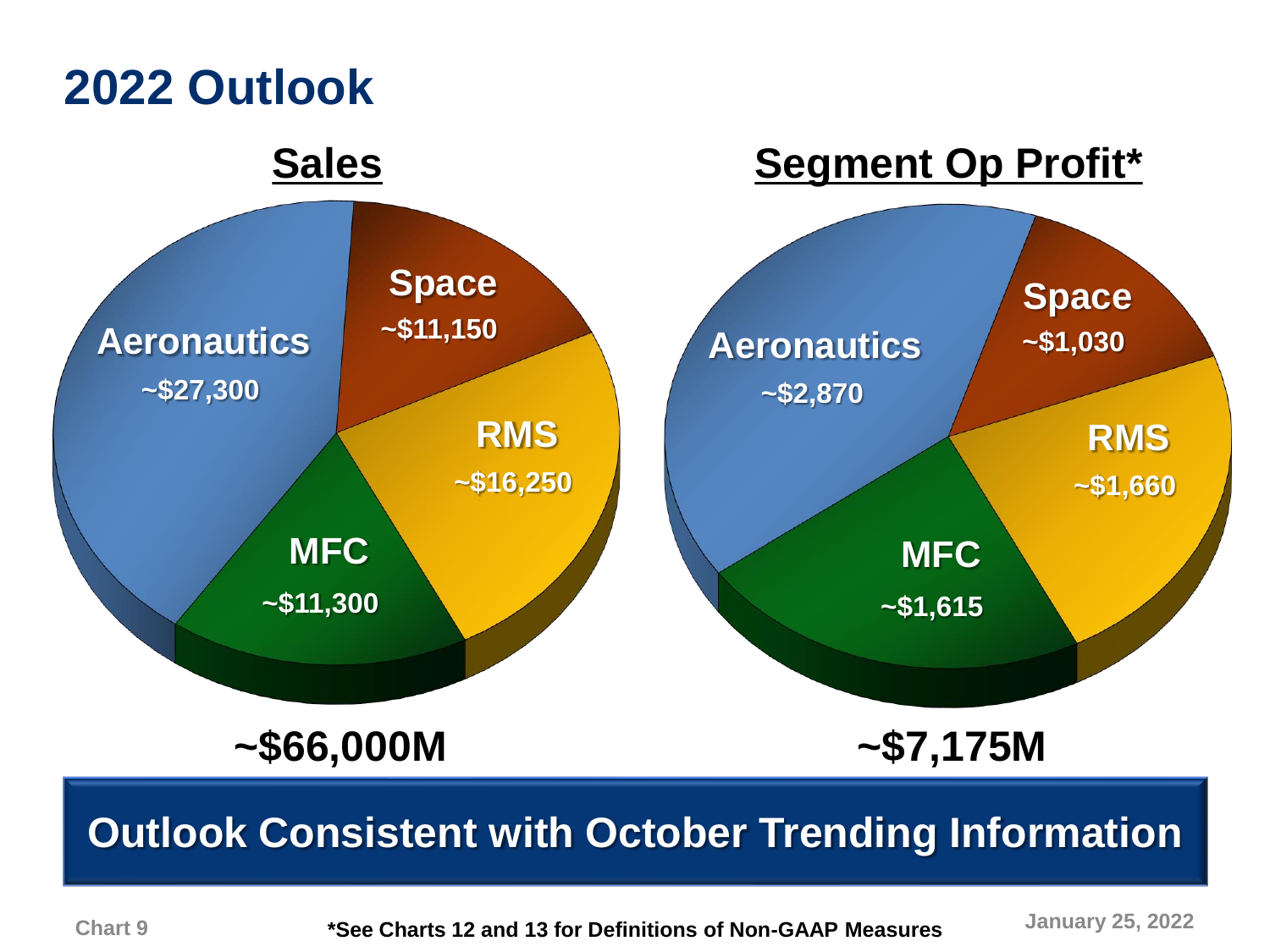# 2022 Outlook

## Sales

| Segment | Sales |
| --- | --- |
| Aeronautics | ~$27,300 |
| Space | ~$11,150 |
| RMS | ~$16,250 |
| MFC | ~$11,300 |

**~$66,000M**

## Segment Op Profit*

| Segment | Segment Op Profit |
| --- | --- |
| Aeronautics | ~$2,870 |
| Space | ~$1,030 |
| RMS | ~$1,660 |
| MFC | ~$1,615 |

**~$7,175M**

**Outlook Consistent with October Trending Information**

*See Charts 12 and 13 for Definitions of Non-GAAP Measures

January 25, 2022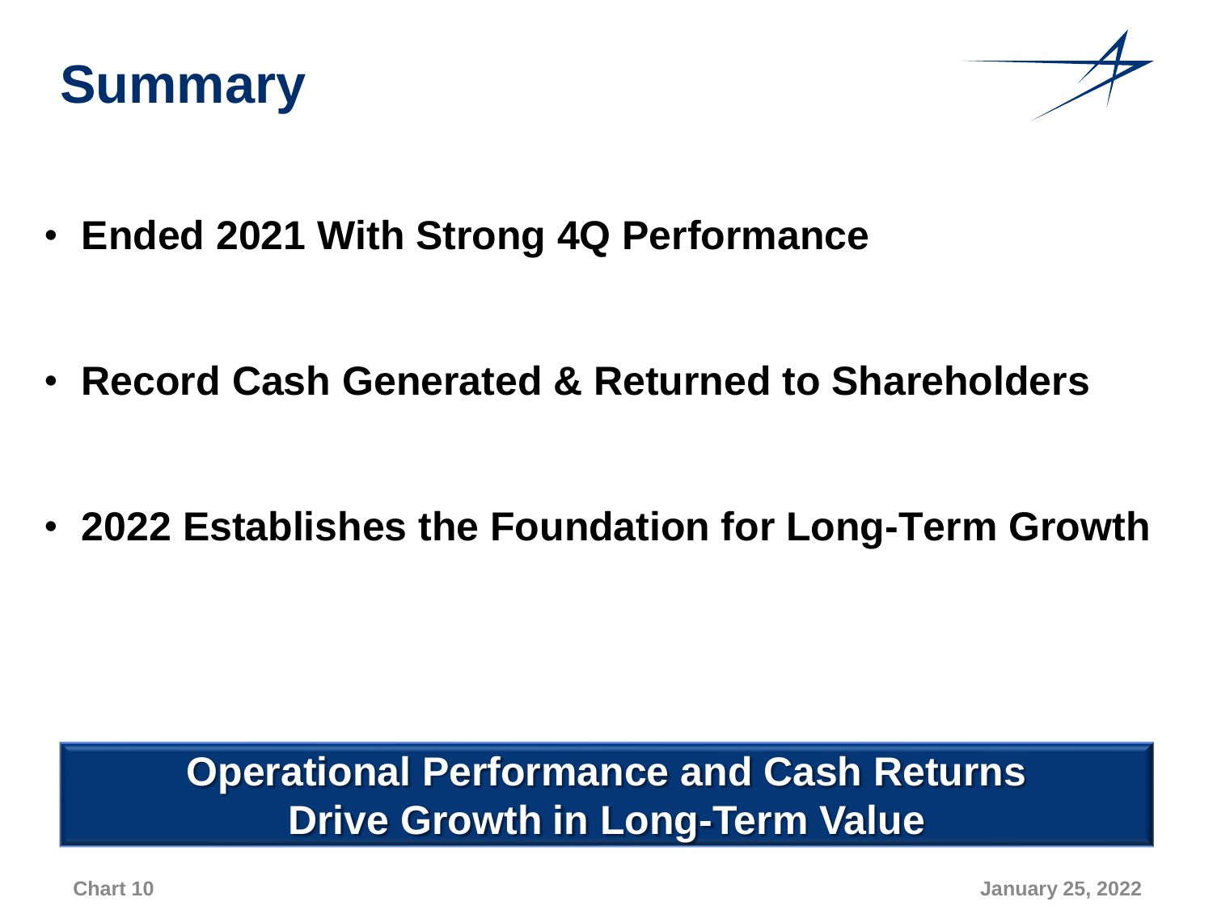# Summary

- **Ended 2021 With Strong 4Q Performance**
- **Record Cash Generated & Returned to Shareholders**
- **2022 Establishes the Foundation for Long-Term Growth**

**Operational Performance and Cash Returns Drive Growth in Long-Term Value**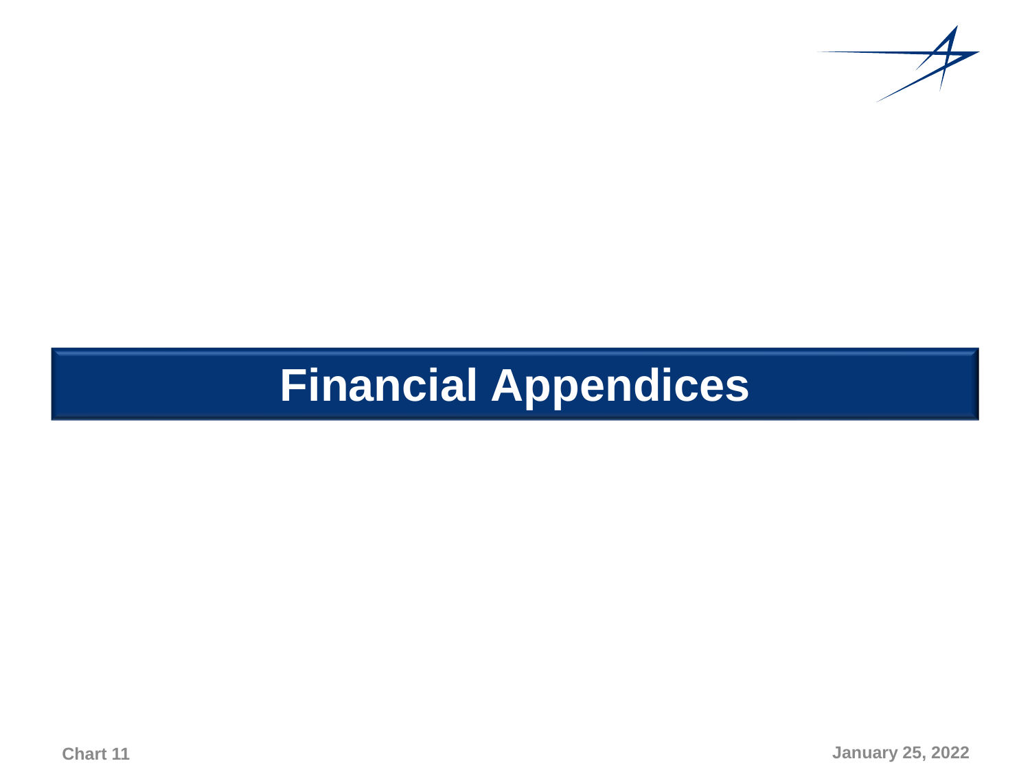# Financial Appendices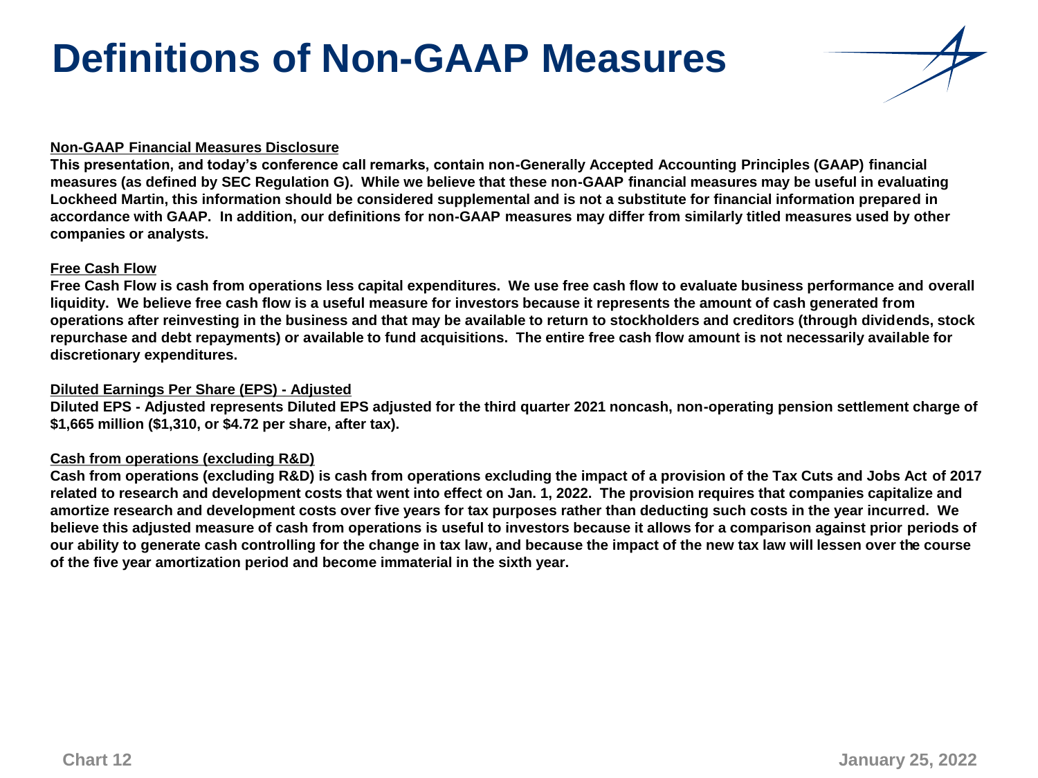# Definitions of Non-GAAP Measures

**Non-GAAP Financial Measures Disclosure**

**This presentation, and today's conference call remarks, contain non-Generally Accepted Accounting Principles (GAAP) financial measures (as defined by SEC Regulation G). While we believe that these non-GAAP financial measures may be useful in evaluating Lockheed Martin, this information should be considered supplemental and is not a substitute for financial information prepared in accordance with GAAP. In addition, our definitions for non-GAAP measures may differ from similarly titled measures used by other companies or analysts.**

**Free Cash Flow**

**Free Cash Flow is cash from operations less capital expenditures. We use free cash flow to evaluate business performance and overall liquidity. We believe free cash flow is a useful measure for investors because it represents the amount of cash generated from operations after reinvesting in the business and that may be available to return to stockholders and creditors (through dividends, stock repurchase and debt repayments) or available to fund acquisitions. The entire free cash flow amount is not necessarily available for discretionary expenditures.**

**Diluted Earnings Per Share (EPS) - Adjusted**

**Diluted EPS - Adjusted represents Diluted EPS adjusted for the third quarter 2021 noncash, non-operating pension settlement charge of $1,665 million ($1,310, or $4.72 per share, after tax).**

**Cash from operations (excluding R&D)**

**Cash from operations (excluding R&D) is cash from operations excluding the impact of a provision of the Tax Cuts and Jobs Act of 2017 related to research and development costs that went into effect on Jan. 1, 2022. The provision requires that companies capitalize and amortize research and development costs over five years for tax purposes rather than deducting such costs in the year incurred. We believe this adjusted measure of cash from operations is useful to investors because it allows for a comparison against prior periods of our ability to generate cash controlling for the change in tax law, and because the impact of the new tax law will lessen over the course of the five year amortization period and become immaterial in the sixth year.**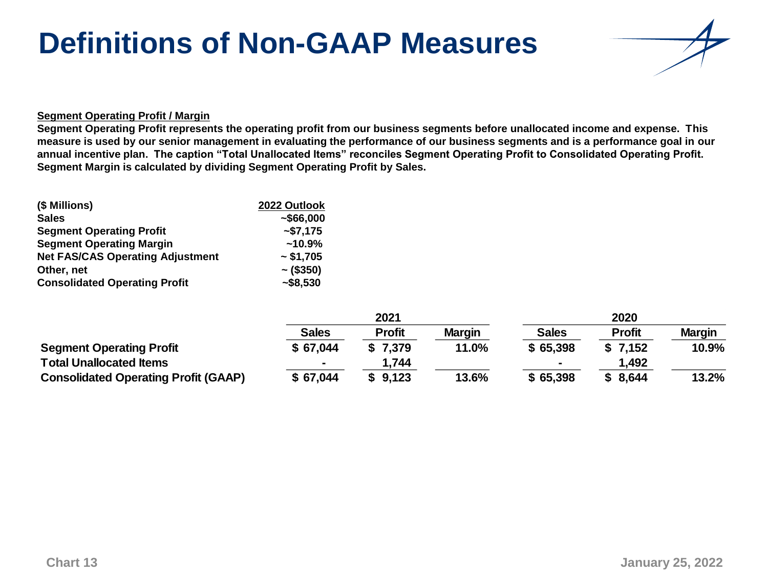# Definitions of Non-GAAP Measures

**Segment Operating Profit / Margin**

**Segment Operating Profit represents the operating profit from our business segments before unallocated income and expense. This measure is used by our senior management in evaluating the performance of our business segments and is a performance goal in our annual incentive plan. The caption "Total Unallocated Items" reconciles Segment Operating Profit to Consolidated Operating Profit. Segment Margin is calculated by dividing Segment Operating Profit by Sales.**

| ($ Millions) | 2022 Outlook |
|---|---|
| Sales | ~$66,000 |
| Segment Operating Profit | ~$7,175 |
| Segment Operating Margin | ~10.9% |
| Net FAS/CAS Operating Adjustment | ~ $1,705 |
| Other, net | ~ ($350) |
| Consolidated Operating Profit | ~$8,530 |

| | 2021 | | | 2020 | | |
|---|---|---|---|---|---|---|
| | Sales | Profit | Margin | Sales | Profit | Margin |
| Segment Operating Profit | $ 67,044 | $ 7,379 | 11.0% | $ 65,398 | $ 7,152 | 10.9% |
| Total Unallocated Items | - | 1,744 | | - | 1,492 | |
| Consolidated Operating Profit (GAAP) | $ 67,044 | $ 9,123 | 13.6% | $ 65,398 | $ 8,644 | 13.2% |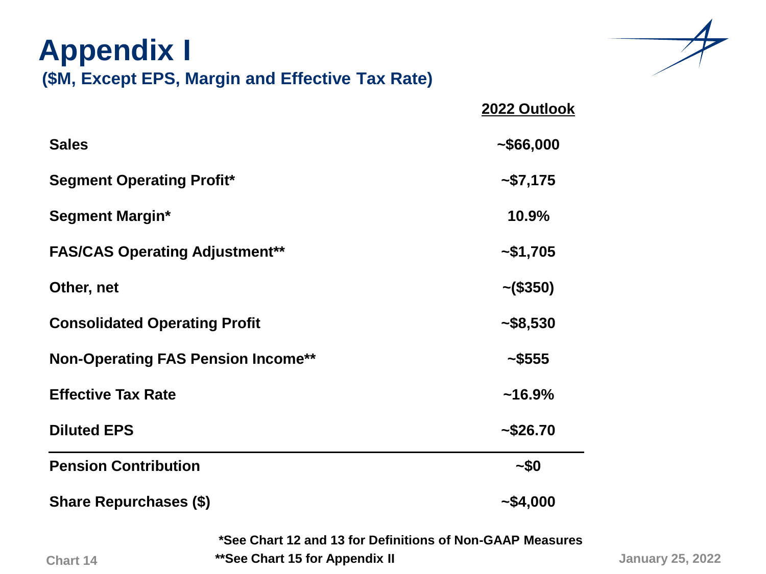# Appendix I

## ($M, Except EPS, Margin and Effective Tax Rate)

| | 2022 Outlook |
|---|---|
| Sales | ~$66,000 |
| Segment Operating Profit* | ~$7,175 |
| Segment Margin* | 10.9% |
| FAS/CAS Operating Adjustment** | ~$1,705 |
| Other, net | ~($350) |
| Consolidated Operating Profit | ~$8,530 |
| Non-Operating FAS Pension Income** | ~$555 |
| Effective Tax Rate | ~16.9% |
| Diluted EPS | ~$26.70 |
| Pension Contribution | ~$0 |
| Share Repurchases ($) | ~$4,000 |

*See Chart 12 and 13 for Definitions of Non-GAAP Measures

**See Chart 15 for Appendix II

January 25, 2022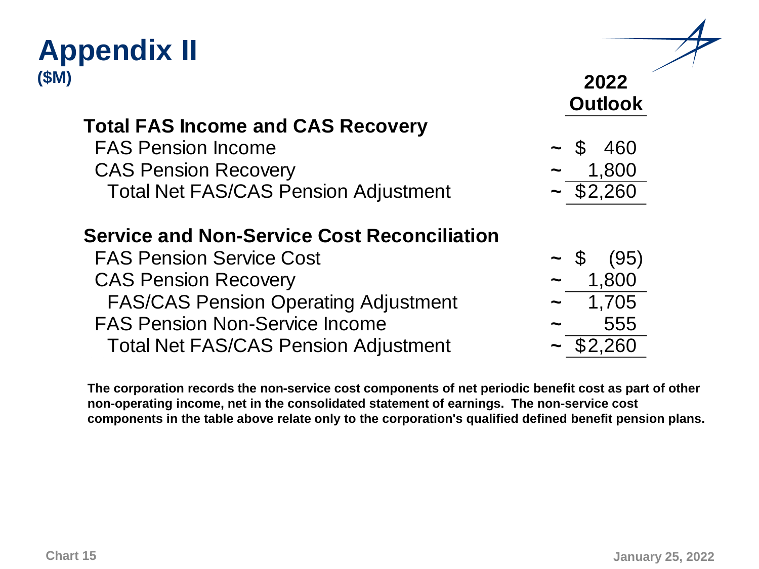# Appendix II

**($M)**

| | 2022 Outlook |
|---|---|
| **Total FAS Income and CAS Recovery** | |
| FAS Pension Income | ~ $ 460 |
| CAS Pension Recovery | ~ 1,800 |
| Total Net FAS/CAS Pension Adjustment | ~ $2,260 |
| | |
| **Service and Non-Service Cost Reconciliation** | |
| FAS Pension Service Cost | ~ $ (95) |
| CAS Pension Recovery | ~ 1,800 |
| FAS/CAS Pension Operating Adjustment | ~ 1,705 |
| FAS Pension Non-Service Income | ~ 555 |
| Total Net FAS/CAS Pension Adjustment | ~ $2,260 |

**The corporation records the non-service cost components of net periodic benefit cost as part of other non-operating income, net in the consolidated statement of earnings. The non-service cost components in the table above relate only to the corporation's qualified defined benefit pension plans.**